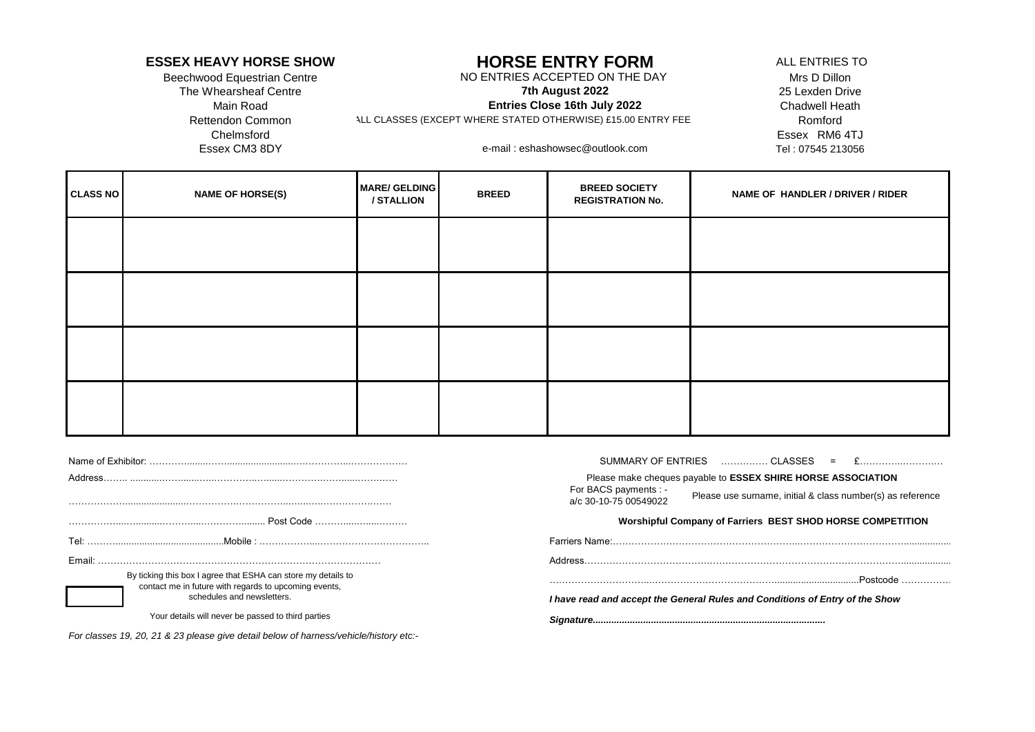**ESSEX HEAVY HORSE SHOW**
Beechwood Equestrian Centre
The Whearsheaf Centre
Main Road
Rettendon Common
Chelmsford
Essex CM3 8DY

# HORSE ENTRY FORM

NO ENTRIES ACCEPTED ON THE DAY
**7th August 2022**
**Entries Close 16th July 2022**
ALL CLASSES (EXCEPT WHERE STATED OTHERWISE) £15.00 ENTRY FEE

e-mail : eshashowsec@outlook.com

ALL ENTRIES TO
Mrs D Dillon
25 Lexden Drive
Chadwell Heath
Romford
Essex RM6 4TJ
Tel : 07545 213056

| CLASS NO | NAME OF HORSE(S) | MARE/ GELDING / STALLION | BREED | BREED SOCIETY REGISTRATION No. | NAME OF HANDLER / DRIVER / RIDER |
|---|---|---|---|---|---|
| | | | | | |
| | | | | | |
| | | | | | |
| | | | | | |

Name of Exhibitor: ……………………………………………………………

Address……………………………………………………………………

……………………………………………………………………………

…………………………………………… Post Code ………………………

Tel: ………………………………Mobile : ……………………………………

Email: ……………………………………………………………………

☐ By ticking this box I agree that ESHA can store my details to contact me in future with regards to upcoming events, schedules and newsletters.

Your details will never be passed to third parties

*For classes 19, 20, 21 & 23 please give detail below of harness/vehicle/history etc:-*

SUMMARY OF ENTRIES …………… CLASSES = £……………………

Please make cheques payable to **ESSEX SHIRE HORSE ASSOCIATION**

For BACS payments : - a/c 30-10-75 00549022 — Please use surname, initial & class number(s) as reference

**Worshipful Company of Farriers BEST SHOD HORSE COMPETITION**

Farriers Name:……………………………………………………………………………………

Address……………………………………………………………………………………………

……………………………………………………………………Postcode ……………

***I have read and accept the General Rules and Conditions of Entry of the Show***

***Signature......................................................................................***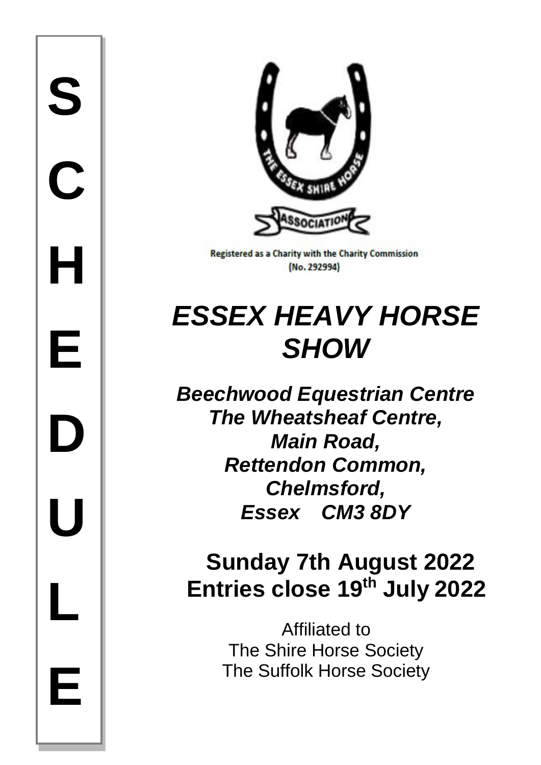SCHEDULE

THE ESSEX SHIRE HORSE ASSOCIATION

Registered as a Charity with the Charity Commission (No. 292994)

# *ESSEX HEAVY HORSE SHOW*

***Beechwood Equestrian Centre***
***The Wheatsheaf Centre,***
***Main Road,***
***Rettendon Common,***
***Chelmsford,***
***Essex CM3 8DY***

## Sunday 7th August 2022
## Entries close 19th July 2022

Affiliated to
The Shire Horse Society
The Suffolk Horse Society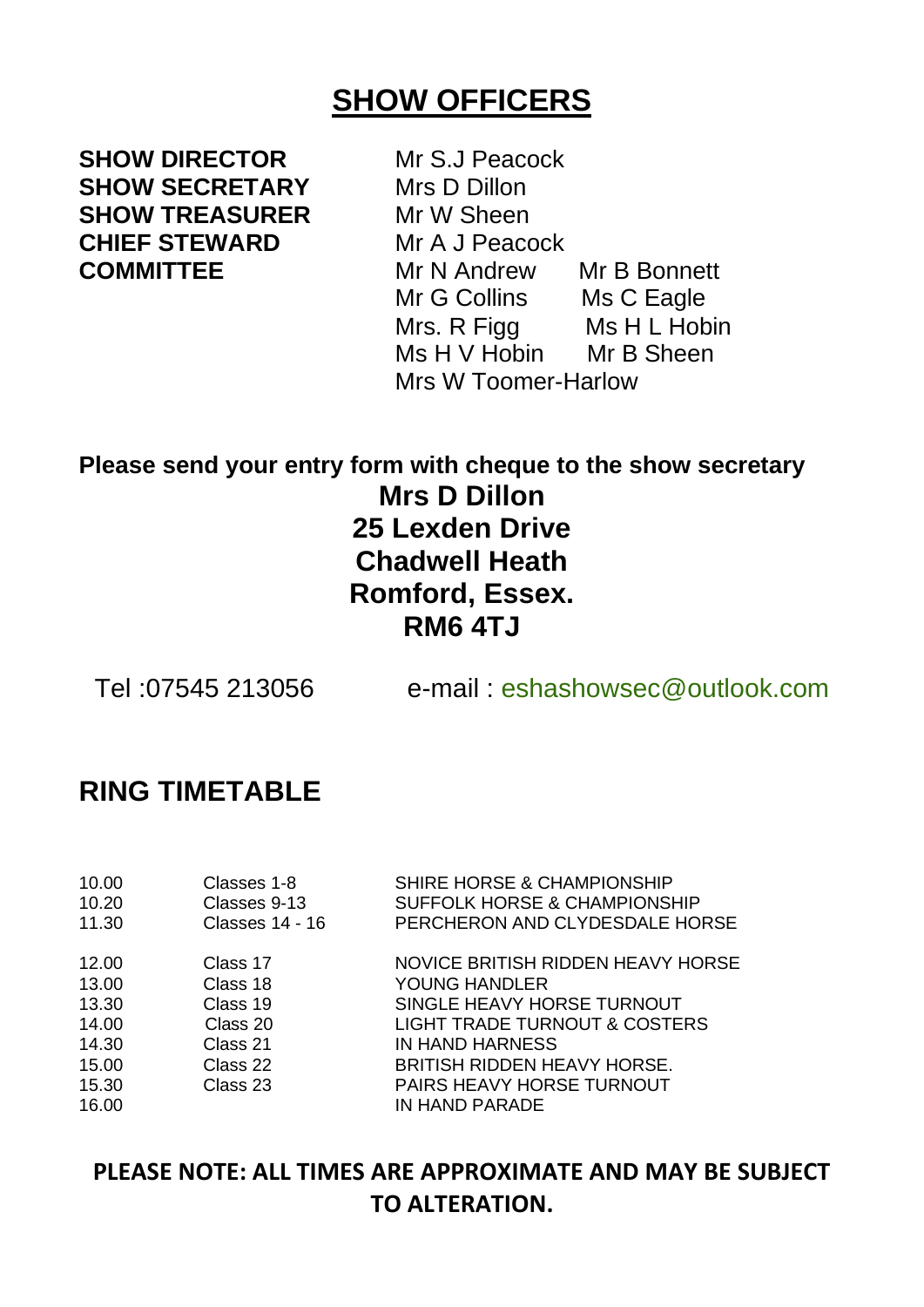# SHOW OFFICERS

| | | |
|---|---|---|
| **SHOW DIRECTOR** | Mr S.J Peacock | |
| **SHOW SECRETARY** | Mrs D Dillon | |
| **SHOW TREASURER** | Mr W Sheen | |
| **CHIEF STEWARD** | Mr A J Peacock | |
| **COMMITTEE** | Mr N Andrew | Mr B Bonnett |
| | Mr G Collins | Ms C Eagle |
| | Mrs. R Figg | Ms H L Hobin |
| | Ms H V Hobin | Mr B Sheen |
| | Mrs W Toomer-Harlow | |

**Please send your entry form with cheque to the show secretary**

**Mrs D Dillon**
**25 Lexden Drive**
**Chadwell Heath**
**Romford, Essex.**
**RM6 4TJ**

Tel :07545 213056 e-mail : eshashowsec@outlook.com

## RING TIMETABLE

| | | |
|---|---|---|
| 10.00 | Classes 1-8 | SHIRE HORSE & CHAMPIONSHIP |
| 10.20 | Classes 9-13 | SUFFOLK HORSE & CHAMPIONSHIP |
| 11.30 | Classes 14 - 16 | PERCHERON AND CLYDESDALE HORSE |
| 12.00 | Class 17 | NOVICE BRITISH RIDDEN HEAVY HORSE |
| 13.00 | Class 18 | YOUNG HANDLER |
| 13.30 | Class 19 | SINGLE HEAVY HORSE TURNOUT |
| 14.00 | Class 20 | LIGHT TRADE TURNOUT & COSTERS |
| 14.30 | Class 21 | IN HAND HARNESS |
| 15.00 | Class 22 | BRITISH RIDDEN HEAVY HORSE. |
| 15.30 | Class 23 | PAIRS HEAVY HORSE TURNOUT |
| 16.00 | | IN HAND PARADE |

**PLEASE NOTE: ALL TIMES ARE APPROXIMATE AND MAY BE SUBJECT TO ALTERATION.**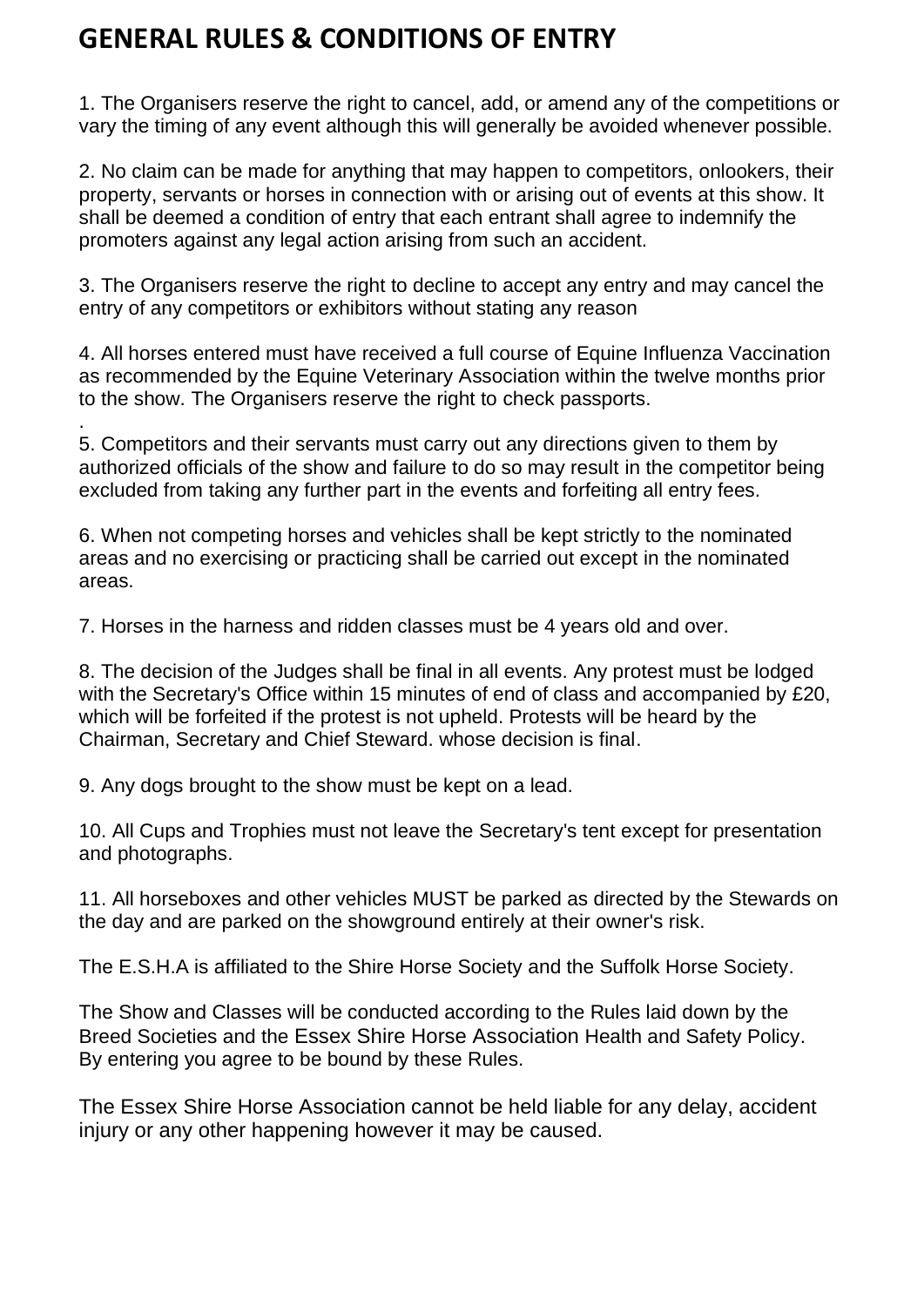# GENERAL RULES & CONDITIONS OF ENTRY

1. The Organisers reserve the right to cancel, add, or amend any of the competitions or vary the timing of any event although this will generally be avoided whenever possible.

2. No claim can be made for anything that may happen to competitors, onlookers, their property, servants or horses in connection with or arising out of events at this show. It shall be deemed a condition of entry that each entrant shall agree to indemnify the promoters against any legal action arising from such an accident.

3. The Organisers reserve the right to decline to accept any entry and may cancel the entry of any competitors or exhibitors without stating any reason

4. All horses entered must have received a full course of Equine Influenza Vaccination as recommended by the Equine Veterinary Association within the twelve months prior to the show. The Organisers reserve the right to check passports.

.

5. Competitors and their servants must carry out any directions given to them by authorized officials of the show and failure to do so may result in the competitor being excluded from taking any further part in the events and forfeiting all entry fees.

6. When not competing horses and vehicles shall be kept strictly to the nominated areas and no exercising or practicing shall be carried out except in the nominated areas.

7. Horses in the harness and ridden classes must be 4 years old and over.

8. The decision of the Judges shall be final in all events. Any protest must be lodged with the Secretary's Office within 15 minutes of end of class and accompanied by £20, which will be forfeited if the protest is not upheld. Protests will be heard by the Chairman, Secretary and Chief Steward. whose decision is final.

9. Any dogs brought to the show must be kept on a lead.

10. All Cups and Trophies must not leave the Secretary's tent except for presentation and photographs.

11. All horseboxes and other vehicles MUST be parked as directed by the Stewards on the day and are parked on the showground entirely at their owner's risk.

The E.S.H.A is affiliated to the Shire Horse Society and the Suffolk Horse Society.

The Show and Classes will be conducted according to the Rules laid down by the Breed Societies and the Essex Shire Horse Association Health and Safety Policy. By entering you agree to be bound by these Rules.

The Essex Shire Horse Association cannot be held liable for any delay, accident injury or any other happening however it may be caused.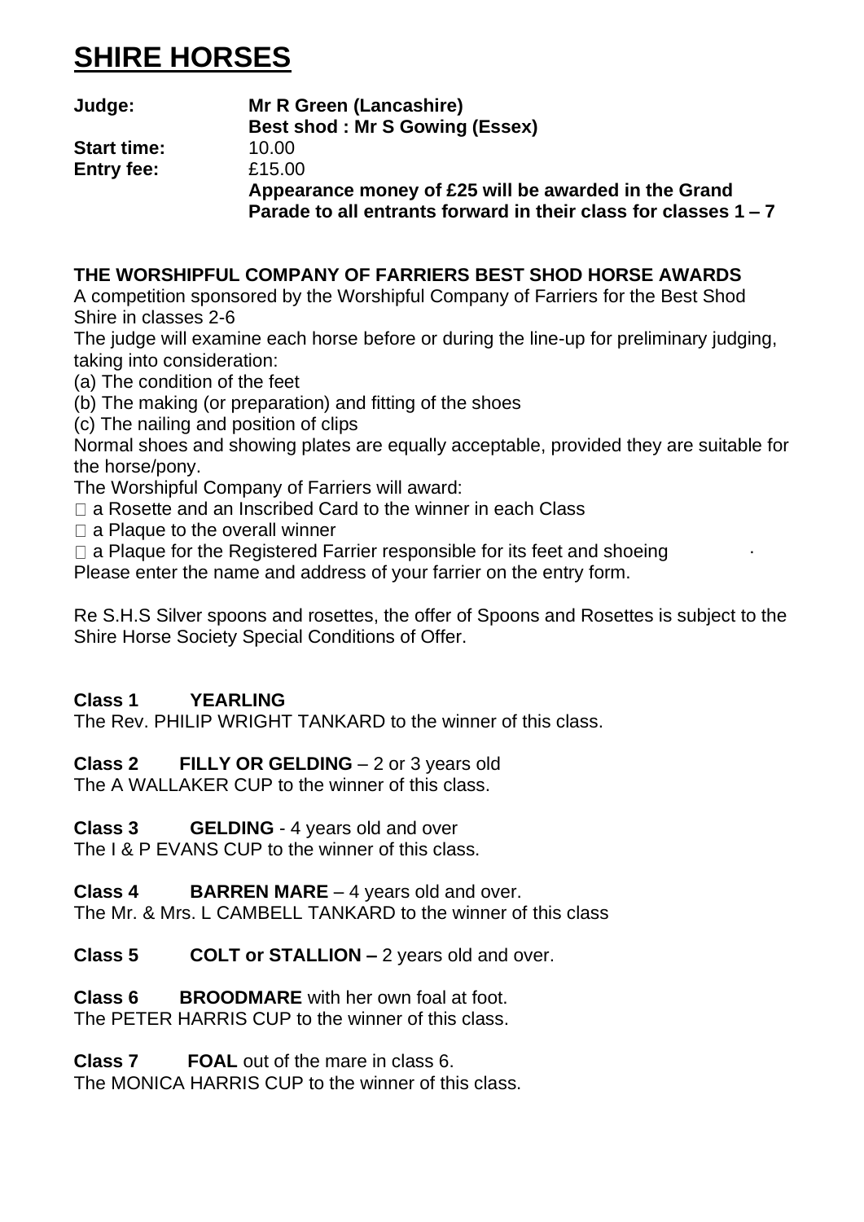# SHIRE HORSES

**Judge:** **Mr R Green (Lancashire)**
**Best shod : Mr S Gowing (Essex)**
**Start time:** 10.00
**Entry fee:** £15.00
**Appearance money of £25 will be awarded in the Grand Parade to all entrants forward in their class for classes 1 – 7**

**THE WORSHIPFUL COMPANY OF FARRIERS BEST SHOD HORSE AWARDS**

A competition sponsored by the Worshipful Company of Farriers for the Best Shod Shire in classes 2-6

The judge will examine each horse before or during the line-up for preliminary judging, taking into consideration:

(a) The condition of the feet
(b) The making (or preparation) and fitting of the shoes
(c) The nailing and position of clips

Normal shoes and showing plates are equally acceptable, provided they are suitable for the horse/pony.

The Worshipful Company of Farriers will award:

- a Rosette and an Inscribed Card to the winner in each Class
- a Plaque to the overall winner
- a Plaque for the Registered Farrier responsible for its feet and shoeing

Please enter the name and address of your farrier on the entry form.

Re S.H.S Silver spoons and rosettes, the offer of Spoons and Rosettes is subject to the Shire Horse Society Special Conditions of Offer.

**Class 1 YEARLING**
The Rev. PHILIP WRIGHT TANKARD to the winner of this class.

**Class 2 FILLY OR GELDING** – 2 or 3 years old
The A WALLAKER CUP to the winner of this class.

**Class 3 GELDING** - 4 years old and over
The I & P EVANS CUP to the winner of this class.

**Class 4 BARREN MARE** – 4 years old and over.
The Mr. & Mrs. L CAMBELL TANKARD to the winner of this class

**Class 5 COLT or STALLION –** 2 years old and over.

**Class 6 BROODMARE** with her own foal at foot.
The PETER HARRIS CUP to the winner of this class.

**Class 7 FOAL** out of the mare in class 6.
The MONICA HARRIS CUP to the winner of this class.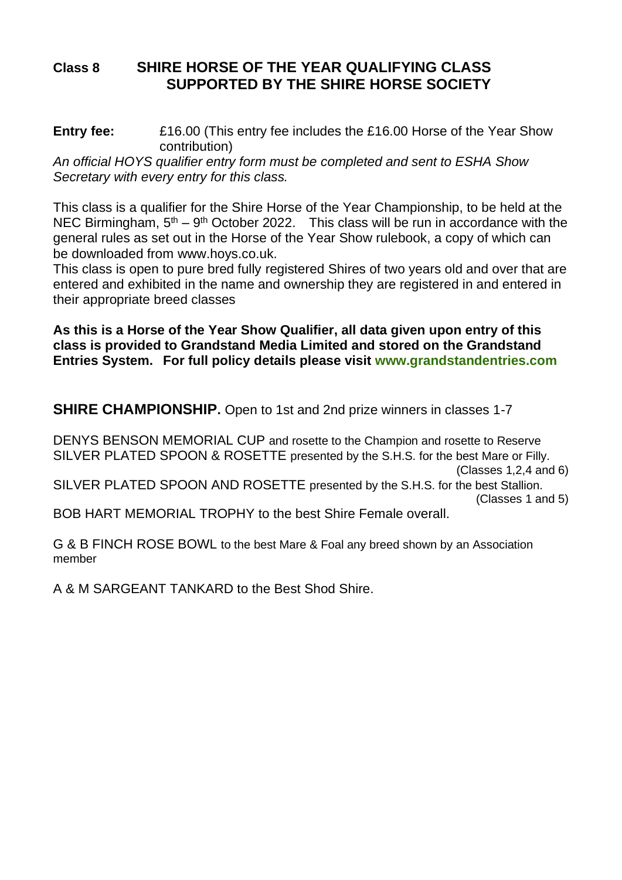## Class 8 SHIRE HORSE OF THE YEAR QUALIFYING CLASS SUPPORTED BY THE SHIRE HORSE SOCIETY

**Entry fee:** £16.00 (This entry fee includes the £16.00 Horse of the Year Show contribution)

*An official HOYS qualifier entry form must be completed and sent to ESHA Show Secretary with every entry for this class.*

This class is a qualifier for the Shire Horse of the Year Championship, to be held at the NEC Birmingham, 5th – 9th October 2022. This class will be run in accordance with the general rules as set out in the Horse of the Year Show rulebook, a copy of which can be downloaded from www.hoys.co.uk.

This class is open to pure bred fully registered Shires of two years old and over that are entered and exhibited in the name and ownership they are registered in and entered in their appropriate breed classes

**As this is a Horse of the Year Show Qualifier, all data given upon entry of this class is provided to Grandstand Media Limited and stored on the Grandstand Entries System. For full policy details please visit www.grandstandentries.com**

**SHIRE CHAMPIONSHIP.** Open to 1st and 2nd prize winners in classes 1-7

DENYS BENSON MEMORIAL CUP and rosette to the Champion and rosette to Reserve

SILVER PLATED SPOON & ROSETTE presented by the S.H.S. for the best Mare or Filly. (Classes 1,2,4 and 6)

SILVER PLATED SPOON AND ROSETTE presented by the S.H.S. for the best Stallion. (Classes 1 and 5)

BOB HART MEMORIAL TROPHY to the best Shire Female overall.

G & B FINCH ROSE BOWL to the best Mare & Foal any breed shown by an Association member

A & M SARGEANT TANKARD to the Best Shod Shire.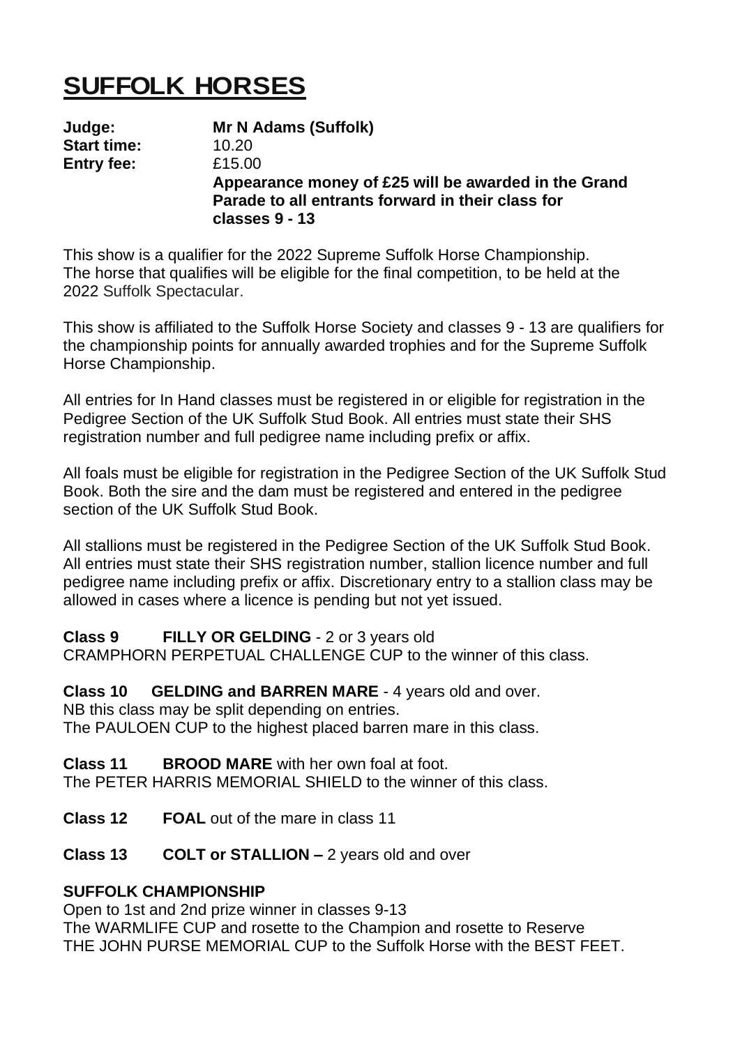# SUFFOLK HORSES

**Judge:** **Mr N Adams (Suffolk)**
**Start time:** 10.20
**Entry fee:** £15.00
**Appearance money of £25 will be awarded in the Grand Parade to all entrants forward in their class for classes 9 - 13**

This show is a qualifier for the 2022 Supreme Suffolk Horse Championship. The horse that qualifies will be eligible for the final competition, to be held at the 2022 Suffolk Spectacular.

This show is affiliated to the Suffolk Horse Society and classes 9 - 13 are qualifiers for the championship points for annually awarded trophies and for the Supreme Suffolk Horse Championship.

All entries for In Hand classes must be registered in or eligible for registration in the Pedigree Section of the UK Suffolk Stud Book. All entries must state their SHS registration number and full pedigree name including prefix or affix.

All foals must be eligible for registration in the Pedigree Section of the UK Suffolk Stud Book. Both the sire and the dam must be registered and entered in the pedigree section of the UK Suffolk Stud Book.

All stallions must be registered in the Pedigree Section of the UK Suffolk Stud Book. All entries must state their SHS registration number, stallion licence number and full pedigree name including prefix or affix. Discretionary entry to a stallion class may be allowed in cases where a licence is pending but not yet issued.

**Class 9 FILLY OR GELDING** - 2 or 3 years old
CRAMPHORN PERPETUAL CHALLENGE CUP to the winner of this class.

**Class 10 GELDING and BARREN MARE** - 4 years old and over.
NB this class may be split depending on entries.
The PAULOEN CUP to the highest placed barren mare in this class.

**Class 11 BROOD MARE** with her own foal at foot.
The PETER HARRIS MEMORIAL SHIELD to the winner of this class.

**Class 12 FOAL** out of the mare in class 11

**Class 13 COLT or STALLION –** 2 years old and over

**SUFFOLK CHAMPIONSHIP**
Open to 1st and 2nd prize winner in classes 9-13
The WARMLIFE CUP and rosette to the Champion and rosette to Reserve
THE JOHN PURSE MEMORIAL CUP to the Suffolk Horse with the BEST FEET.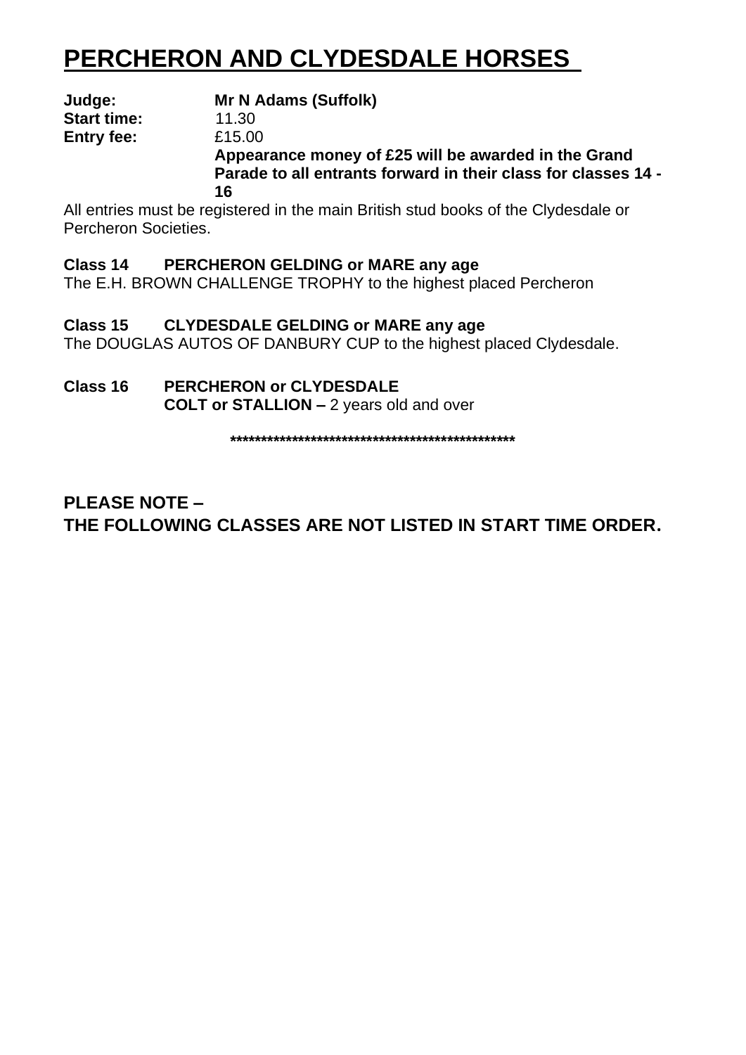# PERCHERON AND CLYDESDALE HORSES

**Judge:** **Mr N Adams (Suffolk)**
**Start time:** 11.30
**Entry fee:** £15.00
**Appearance money of £25 will be awarded in the Grand Parade to all entrants forward in their class for classes 14 - 16**

All entries must be registered in the main British stud books of the Clydesdale or Percheron Societies.

**Class 14 PERCHERON GELDING or MARE any age**
The E.H. BROWN CHALLENGE TROPHY to the highest placed Percheron

**Class 15 CLYDESDALE GELDING or MARE any age**
The DOUGLAS AUTOS OF DANBURY CUP to the highest placed Clydesdale.

**Class 16 PERCHERON or CLYDESDALE**
**COLT or STALLION –** 2 years old and over

\*\*\*\*\*\*\*\*\*\*\*\*\*\*\*\*\*\*\*\*\*\*\*\*\*\*\*\*\*\*\*\*\*\*\*\*\*\*\*\*\*\*\*\*\*\*\*\*

**PLEASE NOTE –**
**THE FOLLOWING CLASSES ARE NOT LISTED IN START TIME ORDER.**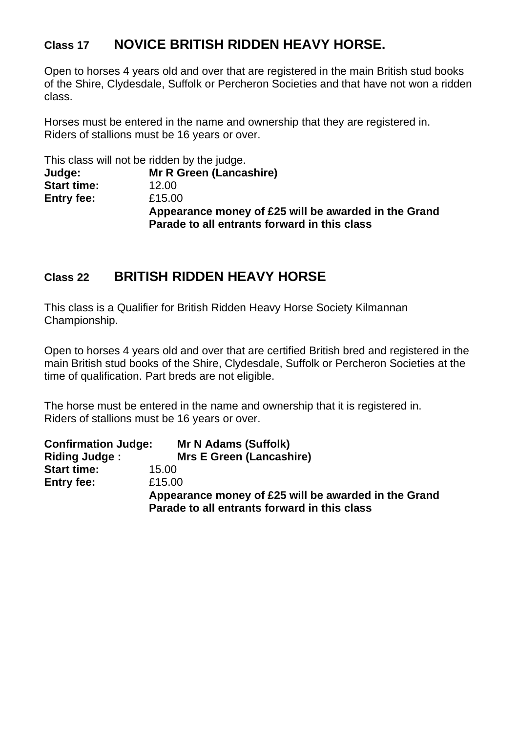## Class 17 NOVICE BRITISH RIDDEN HEAVY HORSE.

Open to horses 4 years old and over that are registered in the main British stud books of the Shire, Clydesdale, Suffolk or Percheron Societies and that have not won a ridden class.

Horses must be entered in the name and ownership that they are registered in.
Riders of stallions must be 16 years or over.

This class will not be ridden by the judge.

**Judge:** **Mr R Green (Lancashire)**
**Start time:** 12.00
**Entry fee:** £15.00
**Appearance money of £25 will be awarded in the Grand Parade to all entrants forward in this class**

## Class 22 BRITISH RIDDEN HEAVY HORSE

This class is a Qualifier for British Ridden Heavy Horse Society Kilmannan Championship.

Open to horses 4 years old and over that are certified British bred and registered in the main British stud books of the Shire, Clydesdale, Suffolk or Percheron Societies at the time of qualification. Part breds are not eligible.

The horse must be entered in the name and ownership that it is registered in.
Riders of stallions must be 16 years or over.

**Confirmation Judge:** **Mr N Adams (Suffolk)**
**Riding Judge :** **Mrs E Green (Lancashire)**
**Start time:** 15.00
**Entry fee:** £15.00
**Appearance money of £25 will be awarded in the Grand Parade to all entrants forward in this class**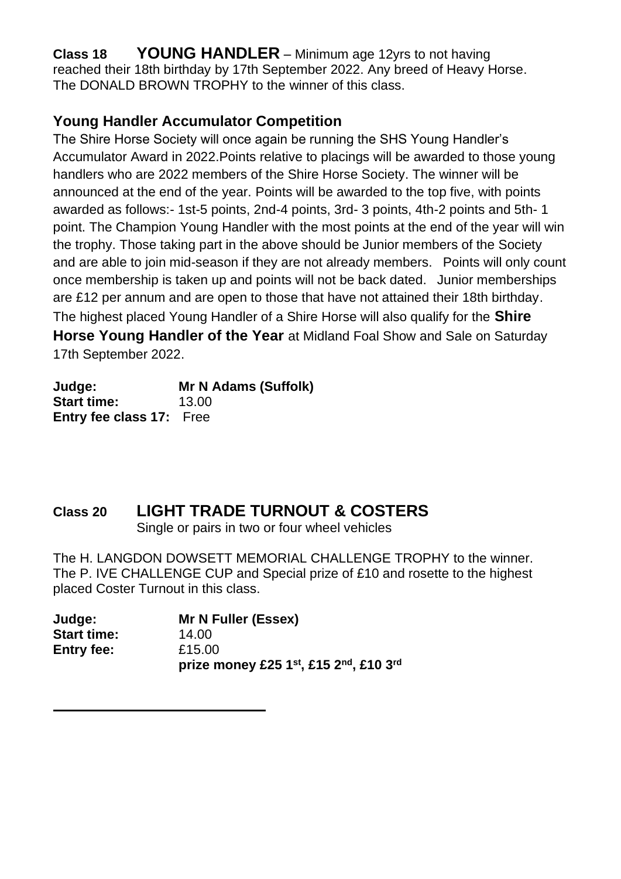**Class 18 YOUNG HANDLER** – Minimum age 12yrs to not having reached their 18th birthday by 17th September 2022. Any breed of Heavy Horse. The DONALD BROWN TROPHY to the winner of this class.

### Young Handler Accumulator Competition

The Shire Horse Society will once again be running the SHS Young Handler's Accumulator Award in 2022.Points relative to placings will be awarded to those young handlers who are 2022 members of the Shire Horse Society. The winner will be announced at the end of the year. Points will be awarded to the top five, with points awarded as follows:- 1st-5 points, 2nd-4 points, 3rd- 3 points, 4th-2 points and 5th- 1 point. The Champion Young Handler with the most points at the end of the year will win the trophy. Those taking part in the above should be Junior members of the Society and are able to join mid-season if they are not already members. Points will only count once membership is taken up and points will not be back dated. Junior memberships are £12 per annum and are open to those that have not attained their 18th birthday. The highest placed Young Handler of a Shire Horse will also qualify for the **Shire Horse Young Handler of the Year** at Midland Foal Show and Sale on Saturday 17th September 2022.

**Judge:** **Mr N Adams (Suffolk)**
**Start time:** 13.00
**Entry fee class 17:** Free

## Class 20 LIGHT TRADE TURNOUT & COSTERS

Single or pairs in two or four wheel vehicles

The H. LANGDON DOWSETT MEMORIAL CHALLENGE TROPHY to the winner. The P. IVE CHALLENGE CUP and Special prize of £10 and rosette to the highest placed Coster Turnout in this class.

**Judge:** **Mr N Fuller (Essex)**
**Start time:** 14.00
**Entry fee:** £15.00
**prize money £25 1st, £15 2nd, £10 3rd**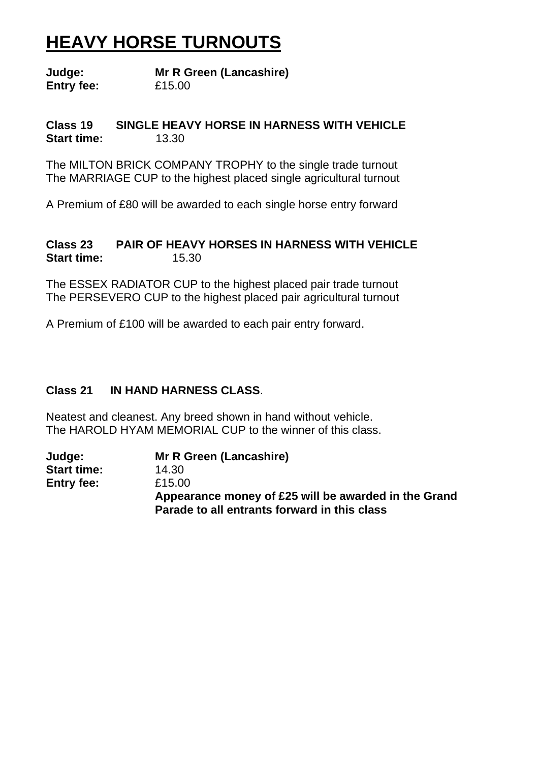# HEAVY HORSE TURNOUTS

**Judge:** **Mr R Green (Lancashire)**
**Entry fee:** £15.00

**Class 19 SINGLE HEAVY HORSE IN HARNESS WITH VEHICLE**
**Start time:** 13.30

The MILTON BRICK COMPANY TROPHY to the single trade turnout
The MARRIAGE CUP to the highest placed single agricultural turnout

A Premium of £80 will be awarded to each single horse entry forward

**Class 23 PAIR OF HEAVY HORSES IN HARNESS WITH VEHICLE**
**Start time:** 15.30

The ESSEX RADIATOR CUP to the highest placed pair trade turnout
The PERSEVERO CUP to the highest placed pair agricultural turnout

A Premium of £100 will be awarded to each pair entry forward.

**Class 21 IN HAND HARNESS CLASS**.

Neatest and cleanest. Any breed shown in hand without vehicle.
The HAROLD HYAM MEMORIAL CUP to the winner of this class.

**Judge:** **Mr R Green (Lancashire)**
**Start time:** 14.30
**Entry fee:** £15.00
**Appearance money of £25 will be awarded in the Grand Parade to all entrants forward in this class**